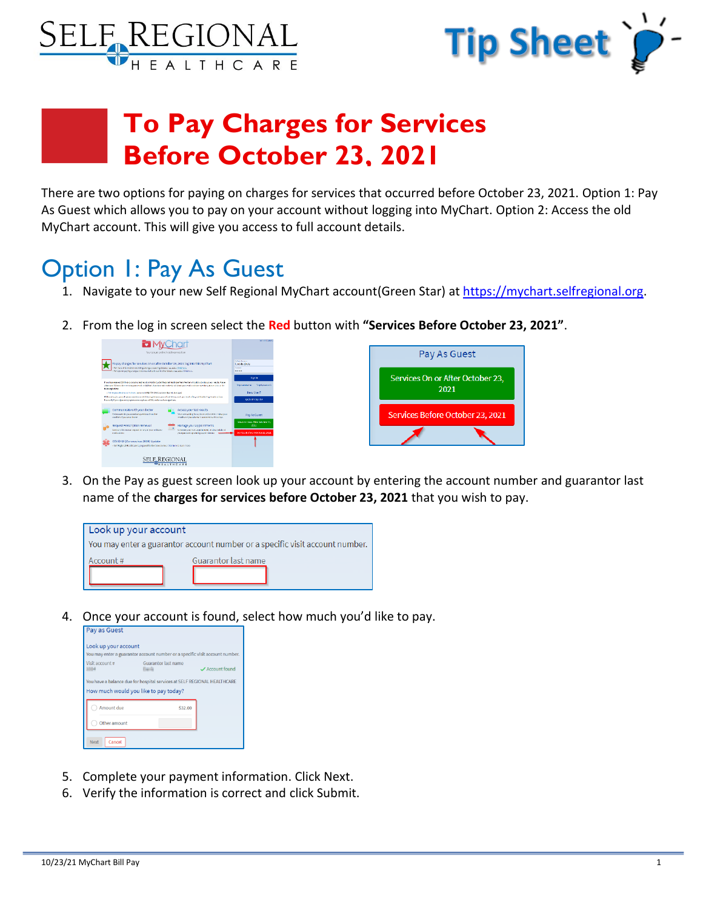# To Pay Charges for Services Before October 23, 2021

There are two options for paying on charges for services that occurred before October 23, 2021. Option 1: Pay As Guest which allows you to pay on your account without logging into MyChart. Option 2: Access the old MyChart account. This will give you access to full account details.

## Option 1: Pay As Guest

1. Navigate to your new Self Regional MyChart account(Green Star) at https://mychart.selfregional.org.
2. From the log in screen select the **Red** button with **"Services Before October 23, 2021"**.
3. On the Pay as guest screen look up your account by entering the account number and guarantor last name of the **charges for services before October 23, 2021** that you wish to pay.
4. Once your account is found, select how much you'd like to pay.
5. Complete your payment information. Click Next.
6. Verify the information is correct and click Submit.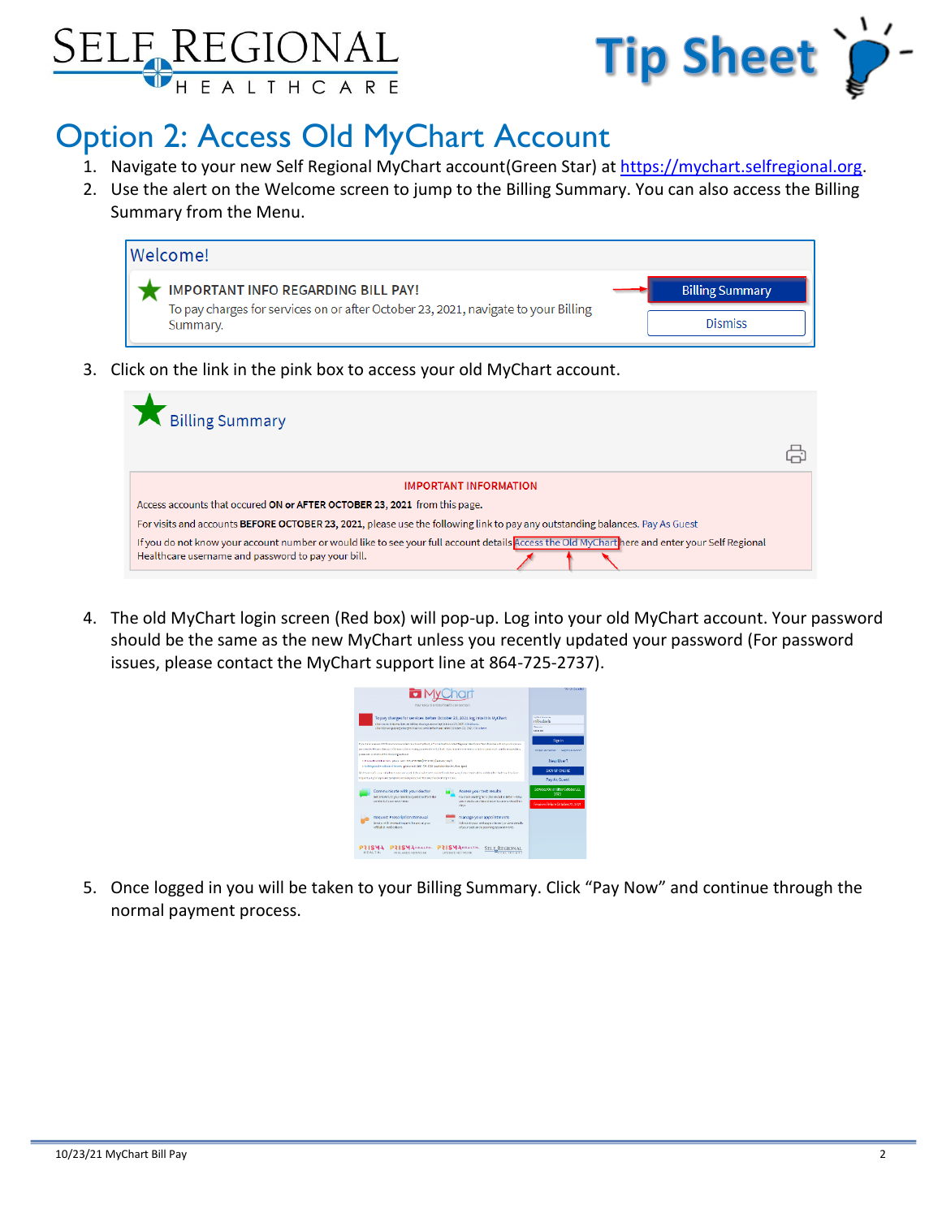# Option 2: Access Old MyChart Account

1. Navigate to your new Self Regional MyChart account(Green Star) at https://mychart.selfregional.org.
2. Use the alert on the Welcome screen to jump to the Billing Summary. You can also access the Billing Summary from the Menu.

Welcome!

IMPORTANT INFO REGARDING BILL PAY!
To pay charges for services on or after October 23, 2021, navigate to your Billing Summary.

Billing Summary

Dismiss

3. Click on the link in the pink box to access your old MyChart account.

Billing Summary

IMPORTANT INFORMATION

Access accounts that occured **ON or AFTER OCTOBER 23, 2021** from this page.

For visits and accounts **BEFORE OCTOBER 23, 2021**, please use the following link to pay any outstanding balances. Pay As Guest

If you do not know your account number or would like to see your full account details Access the Old MyChart here and enter your Self Regional Healthcare username and password to pay your bill.

4. The old MyChart login screen (Red box) will pop-up. Log into your old MyChart account. Your password should be the same as the new MyChart unless you recently updated your password (For password issues, please contact the MyChart support line at 864-725-2737).
5. Once logged in you will be taken to your Billing Summary. Click "Pay Now" and continue through the normal payment process.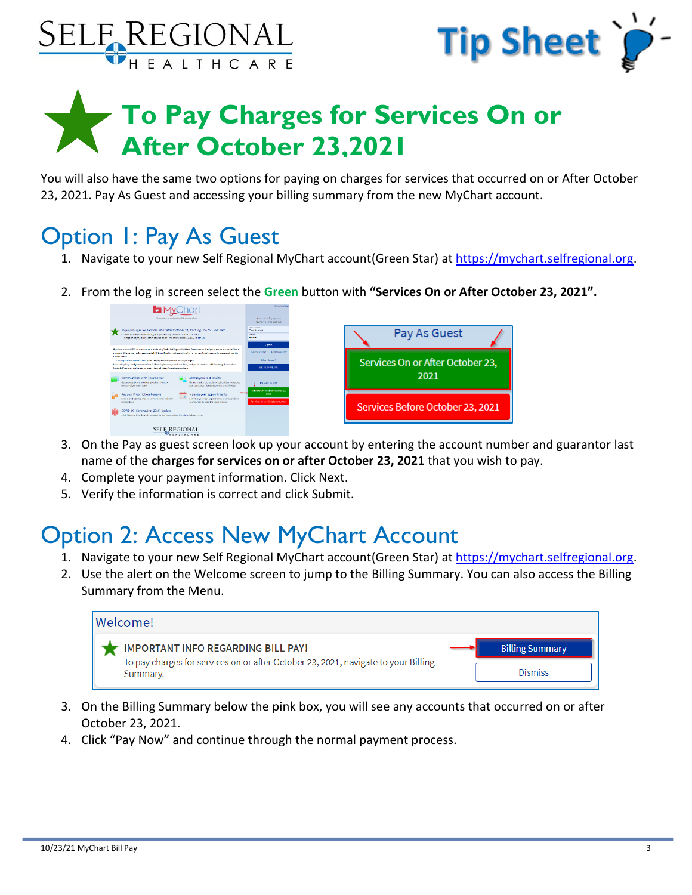# To Pay Charges for Services On or After October 23,2021

You will also have the same two options for paying on charges for services that occurred on or After October 23, 2021. Pay As Guest and accessing your billing summary from the new MyChart account.

## Option 1: Pay As Guest

1. Navigate to your new Self Regional MyChart account(Green Star) at https://mychart.selfregional.org.
2. From the log in screen select the **Green** button with **"Services On or After October 23, 2021".**

Pay As Guest

Services On or After October 23, 2021

Services Before October 23, 2021

3. On the Pay as guest screen look up your account by entering the account number and guarantor last name of the **charges for services on or after October 23, 2021** that you wish to pay.
4. Complete your payment information. Click Next.
5. Verify the information is correct and click Submit.

## Option 2: Access New MyChart Account

1. Navigate to your new Self Regional MyChart account(Green Star) at https://mychart.selfregional.org.
2. Use the alert on the Welcome screen to jump to the Billing Summary. You can also access the Billing Summary from the Menu.

Welcome!

IMPORTANT INFO REGARDING BILL PAY!

To pay charges for services on or after October 23, 2021, navigate to your Billing Summary.

Billing Summary

Dismiss

3. On the Billing Summary below the pink box, you will see any accounts that occurred on or after October 23, 2021.
4. Click "Pay Now" and continue through the normal payment process.